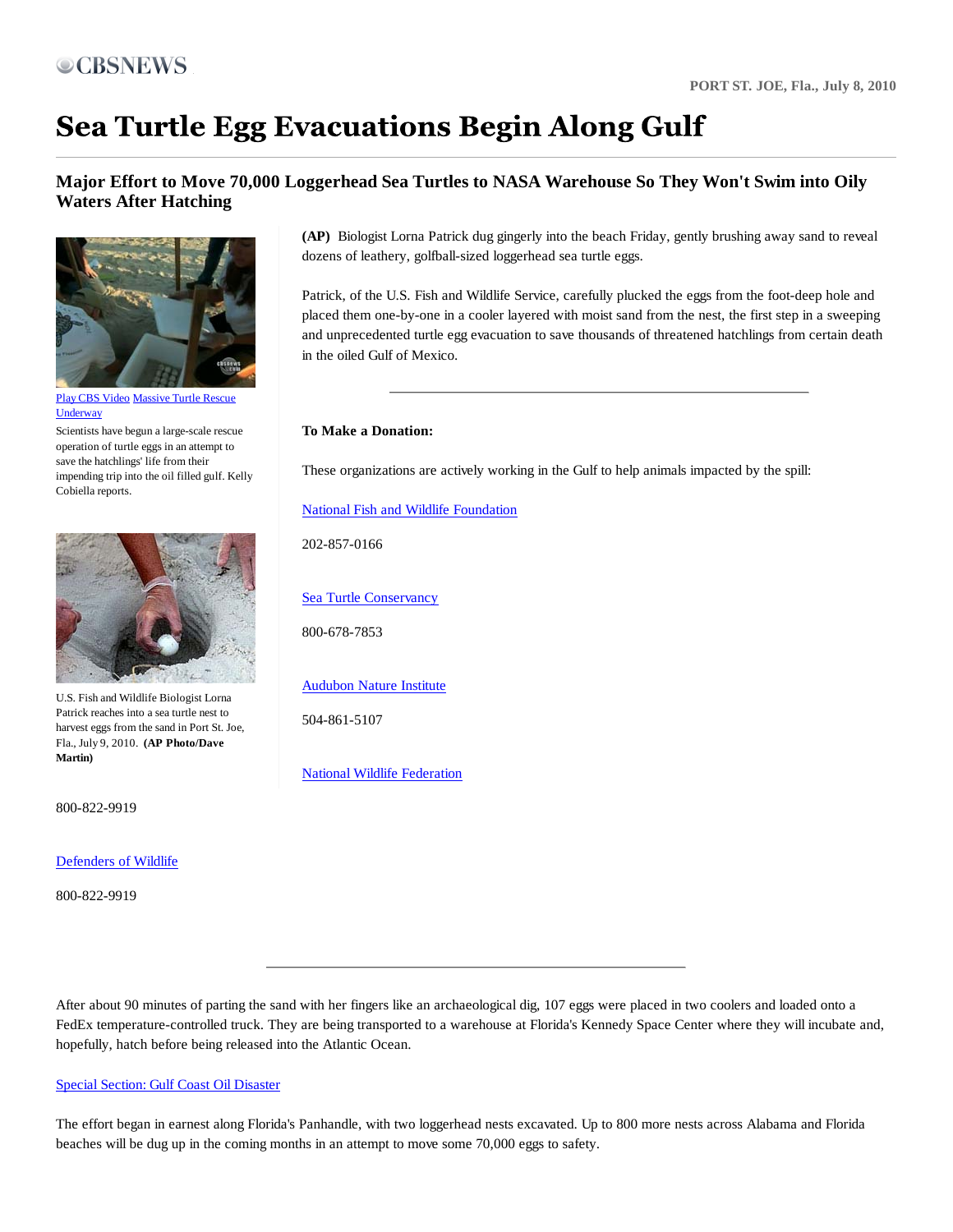CBSNEWS

PORT ST. JOE, Fla., July 8, 2010

# Sea Turtle Egg Evacuations Begin Along Gulf

## Major Effort to Move 70,000 Loggerhead Sea Turtles to NASA Warehouse So They Won't Swim into Oily Waters After Hatching

**(AP)** Biologist Lorna Patrick dug gingerly into the beach Friday, gently brushing away sand to reveal dozens of leathery, golfball-sized loggerhead sea turtle eggs.

Patrick, of the U.S. Fish and Wildlife Service, carefully plucked the eggs from the foot-deep hole and placed them one-by-one in a cooler layered with moist sand from the nest, the first step in a sweeping and unprecedented turtle egg evacuation to save thousands of threatened hatchlings from certain death in the oiled Gulf of Mexico.

Play CBS Video Massive Turtle Rescue Underway

Scientists have begun a large-scale rescue operation of turtle eggs in an attempt to save the hatchlings' life from their impending trip into the oil filled gulf. Kelly Cobiella reports.

U.S. Fish and Wildlife Biologist Lorna Patrick reaches into a sea turtle nest to harvest eggs from the sand in Port St. Joe, Fla., July 9, 2010. **(AP Photo/Dave Martin)**

---

**To Make a Donation:**

These organizations are actively working in the Gulf to help animals impacted by the spill:

National Fish and Wildlife Foundation

202-857-0166

Sea Turtle Conservancy

800-678-7853

Audubon Nature Institute

504-861-5107

National Wildlife Federation

800-822-9919

Defenders of Wildlife

800-822-9919

---

After about 90 minutes of parting the sand with her fingers like an archaeological dig, 107 eggs were placed in two coolers and loaded onto a FedEx temperature-controlled truck. They are being transported to a warehouse at Florida's Kennedy Space Center where they will incubate and, hopefully, hatch before being released into the Atlantic Ocean.

Special Section: Gulf Coast Oil Disaster

The effort began in earnest along Florida's Panhandle, with two loggerhead nests excavated. Up to 800 more nests across Alabama and Florida beaches will be dug up in the coming months in an attempt to move some 70,000 eggs to safety.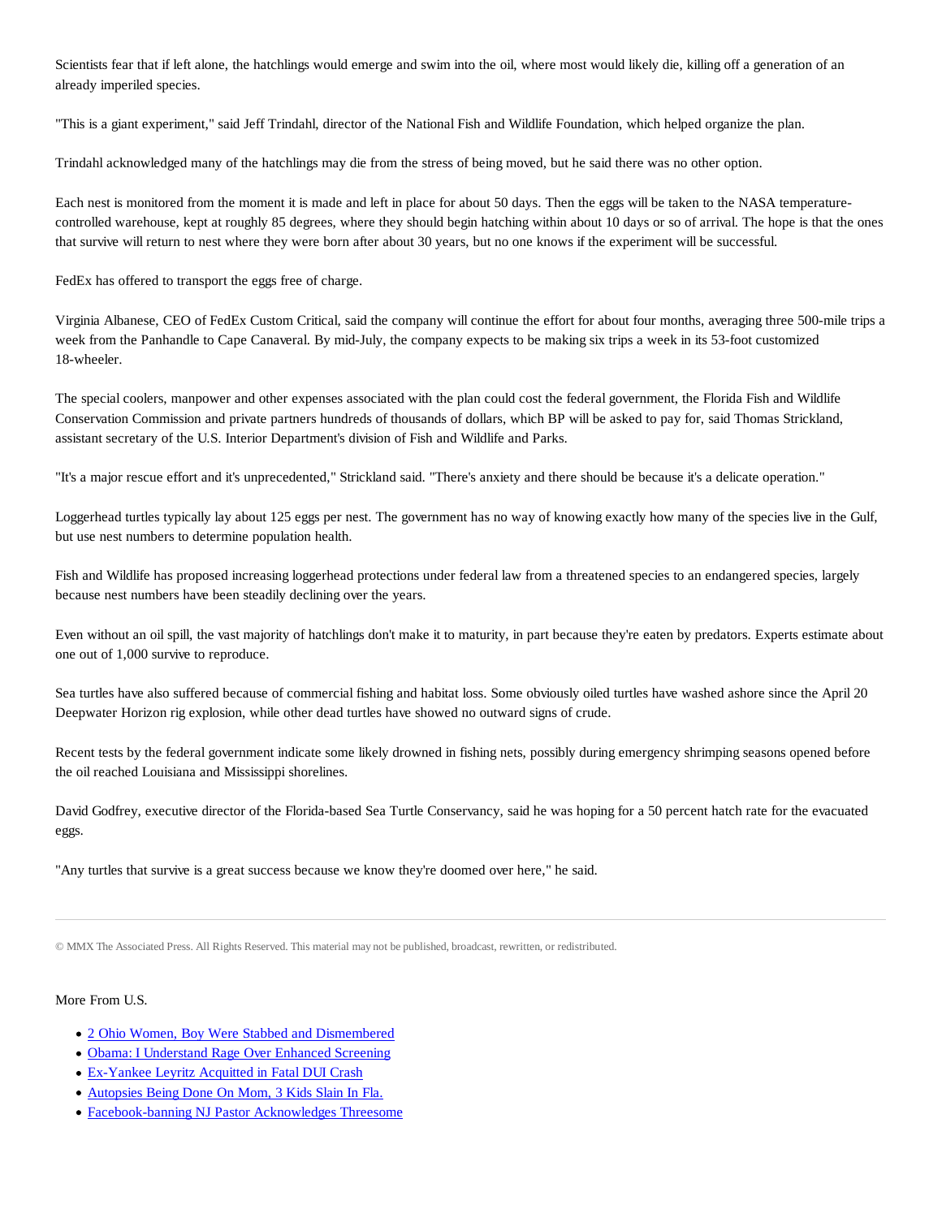Scientists fear that if left alone, the hatchlings would emerge and swim into the oil, where most would likely die, killing off a generation of an already imperiled species.

"This is a giant experiment," said Jeff Trindahl, director of the National Fish and Wildlife Foundation, which helped organize the plan.

Trindahl acknowledged many of the hatchlings may die from the stress of being moved, but he said there was no other option.

Each nest is monitored from the moment it is made and left in place for about 50 days. Then the eggs will be taken to the NASA temperature-controlled warehouse, kept at roughly 85 degrees, where they should begin hatching within about 10 days or so of arrival. The hope is that the ones that survive will return to nest where they were born after about 30 years, but no one knows if the experiment will be successful.

FedEx has offered to transport the eggs free of charge.

Virginia Albanese, CEO of FedEx Custom Critical, said the company will continue the effort for about four months, averaging three 500-mile trips a week from the Panhandle to Cape Canaveral. By mid-July, the company expects to be making six trips a week in its 53-foot customized 18-wheeler.

The special coolers, manpower and other expenses associated with the plan could cost the federal government, the Florida Fish and Wildlife Conservation Commission and private partners hundreds of thousands of dollars, which BP will be asked to pay for, said Thomas Strickland, assistant secretary of the U.S. Interior Department's division of Fish and Wildlife and Parks.

"It's a major rescue effort and it's unprecedented," Strickland said. "There's anxiety and there should be because it's a delicate operation."

Loggerhead turtles typically lay about 125 eggs per nest. The government has no way of knowing exactly how many of the species live in the Gulf, but use nest numbers to determine population health.

Fish and Wildlife has proposed increasing loggerhead protections under federal law from a threatened species to an endangered species, largely because nest numbers have been steadily declining over the years.

Even without an oil spill, the vast majority of hatchlings don't make it to maturity, in part because they're eaten by predators. Experts estimate about one out of 1,000 survive to reproduce.

Sea turtles have also suffered because of commercial fishing and habitat loss. Some obviously oiled turtles have washed ashore since the April 20 Deepwater Horizon rig explosion, while other dead turtles have showed no outward signs of crude.

Recent tests by the federal government indicate some likely drowned in fishing nets, possibly during emergency shrimping seasons opened before the oil reached Louisiana and Mississippi shorelines.

David Godfrey, executive director of the Florida-based Sea Turtle Conservancy, said he was hoping for a 50 percent hatch rate for the evacuated eggs.

"Any turtles that survive is a great success because we know they're doomed over here," he said.

---

© MMX The Associated Press. All Rights Reserved. This material may not be published, broadcast, rewritten, or redistributed.

More From U.S.

- 2 Ohio Women, Boy Were Stabbed and Dismembered
- Obama: I Understand Rage Over Enhanced Screening
- Ex-Yankee Leyritz Acquitted in Fatal DUI Crash
- Autopsies Being Done On Mom, 3 Kids Slain In Fla.
- Facebook-banning NJ Pastor Acknowledges Threesome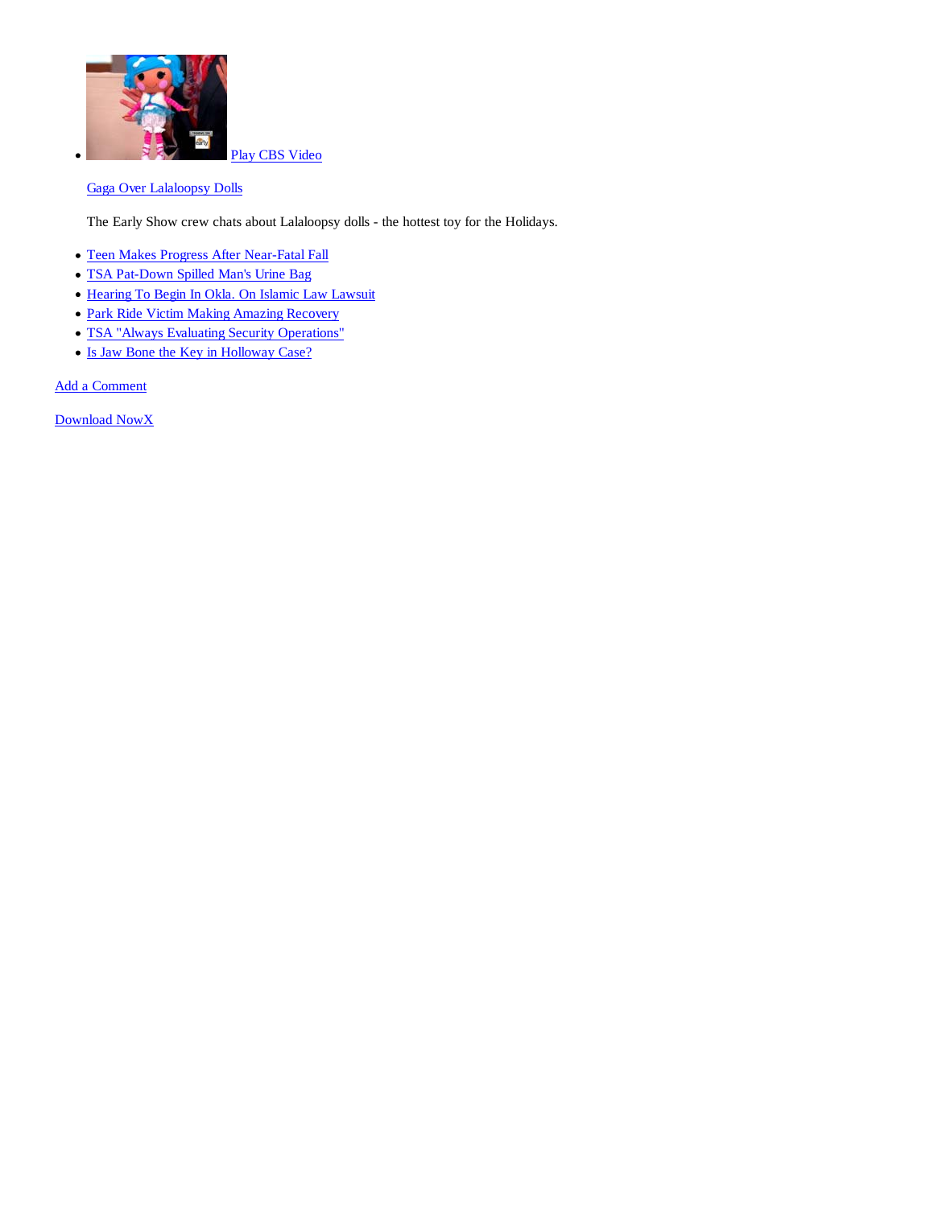- Play CBS Video

  Gaga Over Lalaloopsy Dolls

  The Early Show crew chats about Lalaloopsy dolls - the hottest toy for the Holidays.

- Teen Makes Progress After Near-Fatal Fall
- TSA Pat-Down Spilled Man's Urine Bag
- Hearing To Begin In Okla. On Islamic Law Lawsuit
- Park Ride Victim Making Amazing Recovery
- TSA "Always Evaluating Security Operations"
- Is Jaw Bone the Key in Holloway Case?

Add a Comment

Download NowX